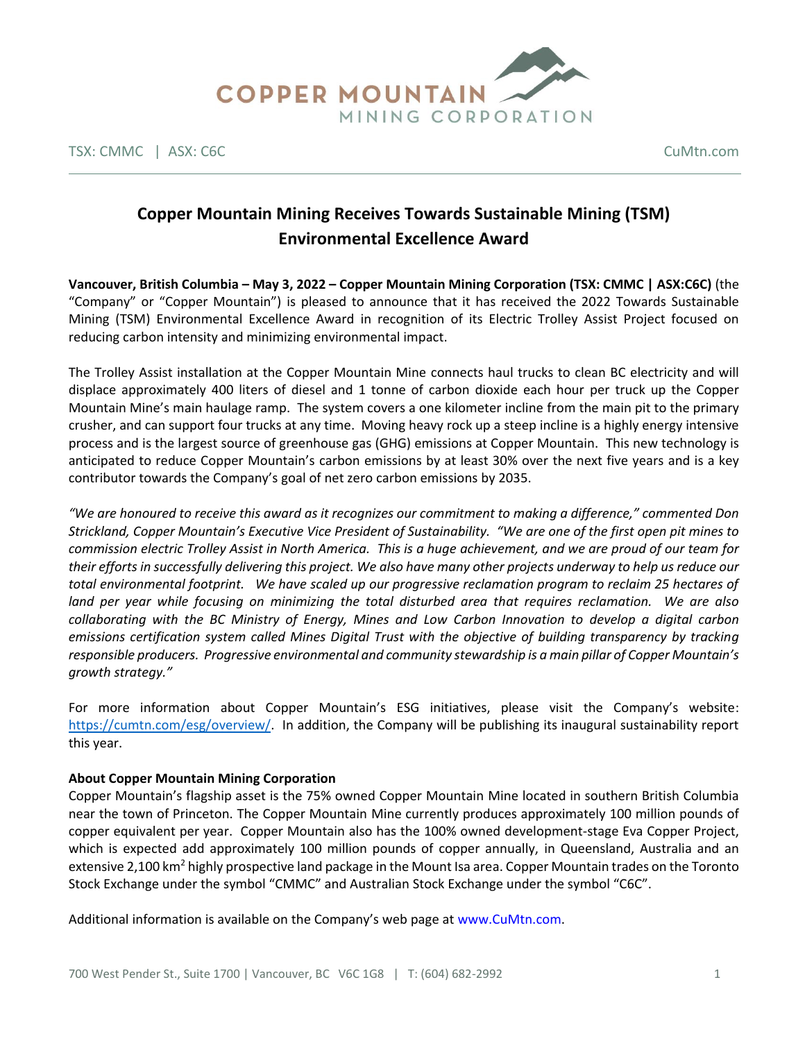TSX: CMMC | ASX: C6C

CuMtn.com

# Copper Mountain Mining Receives Towards Sustainable Mining (TSM) Environmental Excellence Award

**Vancouver, British Columbia – May 3, 2022 – Copper Mountain Mining Corporation (TSX: CMMC | ASX:C6C)** (the "Company" or "Copper Mountain") is pleased to announce that it has received the 2022 Towards Sustainable Mining (TSM) Environmental Excellence Award in recognition of its Electric Trolley Assist Project focused on reducing carbon intensity and minimizing environmental impact.

The Trolley Assist installation at the Copper Mountain Mine connects haul trucks to clean BC electricity and will displace approximately 400 liters of diesel and 1 tonne of carbon dioxide each hour per truck up the Copper Mountain Mine's main haulage ramp. The system covers a one kilometer incline from the main pit to the primary crusher, and can support four trucks at any time. Moving heavy rock up a steep incline is a highly energy intensive process and is the largest source of greenhouse gas (GHG) emissions at Copper Mountain. This new technology is anticipated to reduce Copper Mountain's carbon emissions by at least 30% over the next five years and is a key contributor towards the Company's goal of net zero carbon emissions by 2035.

*"We are honoured to receive this award as it recognizes our commitment to making a difference," commented Don Strickland, Copper Mountain's Executive Vice President of Sustainability. "We are one of the first open pit mines to commission electric Trolley Assist in North America. This is a huge achievement, and we are proud of our team for their efforts in successfully delivering this project. We also have many other projects underway to help us reduce our total environmental footprint. We have scaled up our progressive reclamation program to reclaim 25 hectares of land per year while focusing on minimizing the total disturbed area that requires reclamation. We are also collaborating with the BC Ministry of Energy, Mines and Low Carbon Innovation to develop a digital carbon emissions certification system called Mines Digital Trust with the objective of building transparency by tracking responsible producers. Progressive environmental and community stewardship is a main pillar of Copper Mountain's growth strategy."*

For more information about Copper Mountain's ESG initiatives, please visit the Company's website: [https://cumtn.com/esg/overview/](https://cumtn.com/esg/overview/). In addition, the Company will be publishing its inaugural sustainability report this year.

**About Copper Mountain Mining Corporation**

Copper Mountain's flagship asset is the 75% owned Copper Mountain Mine located in southern British Columbia near the town of Princeton. The Copper Mountain Mine currently produces approximately 100 million pounds of copper equivalent per year. Copper Mountain also has the 100% owned development-stage Eva Copper Project, which is expected add approximately 100 million pounds of copper annually, in Queensland, Australia and an extensive 2,100 $km^2$ highly prospective land package in the Mount Isa area. Copper Mountain trades on the Toronto Stock Exchange under the symbol "CMMC" and Australian Stock Exchange under the symbol "C6C".

Additional information is available on the Company's web page at www.CuMtn.com.

700 West Pender St., Suite 1700 | Vancouver, BC V6C 1G8 | T: (604) 682-2992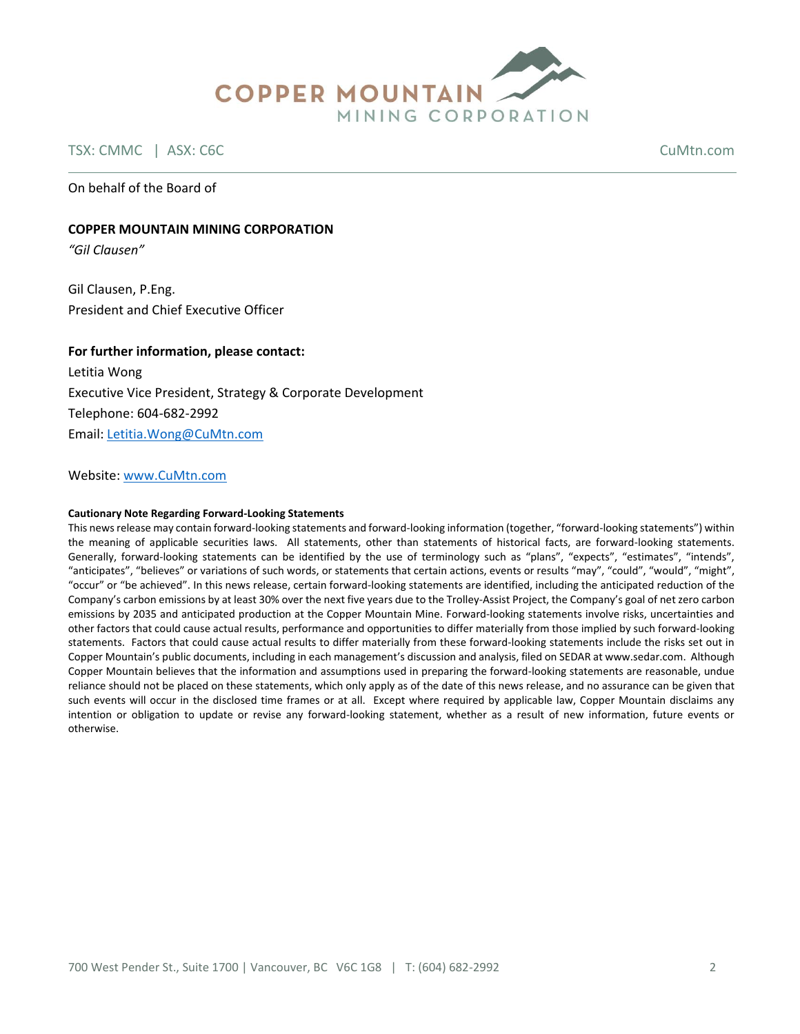On behalf of the Board of

**COPPER MOUNTAIN MINING CORPORATION**

*"Gil Clausen"*

Gil Clausen, P.Eng.
President and Chief Executive Officer

**For further information, please contact:**

Letitia Wong
Executive Vice President, Strategy & Corporate Development
Telephone: 604-682-2992
Email: Letitia.Wong@CuMtn.com

Website: www.CuMtn.com

**Cautionary Note Regarding Forward-Looking Statements**

This news release may contain forward-looking statements and forward-looking information (together, "forward-looking statements") within the meaning of applicable securities laws. All statements, other than statements of historical facts, are forward-looking statements. Generally, forward-looking statements can be identified by the use of terminology such as "plans", "expects", "estimates", "intends", "anticipates", "believes" or variations of such words, or statements that certain actions, events or results "may", "could", "would", "might", "occur" or "be achieved". In this news release, certain forward-looking statements are identified, including the anticipated reduction of the Company's carbon emissions by at least 30% over the next five years due to the Trolley-Assist Project, the Company's goal of net zero carbon emissions by 2035 and anticipated production at the Copper Mountain Mine. Forward-looking statements involve risks, uncertainties and other factors that could cause actual results, performance and opportunities to differ materially from those implied by such forward-looking statements. Factors that could cause actual results to differ materially from these forward-looking statements include the risks set out in Copper Mountain's public documents, including in each management's discussion and analysis, filed on SEDAR at www.sedar.com. Although Copper Mountain believes that the information and assumptions used in preparing the forward-looking statements are reasonable, undue reliance should not be placed on these statements, which only apply as of the date of this news release, and no assurance can be given that such events will occur in the disclosed time frames or at all. Except where required by applicable law, Copper Mountain disclaims any intention or obligation to update or revise any forward-looking statement, whether as a result of new information, future events or otherwise.